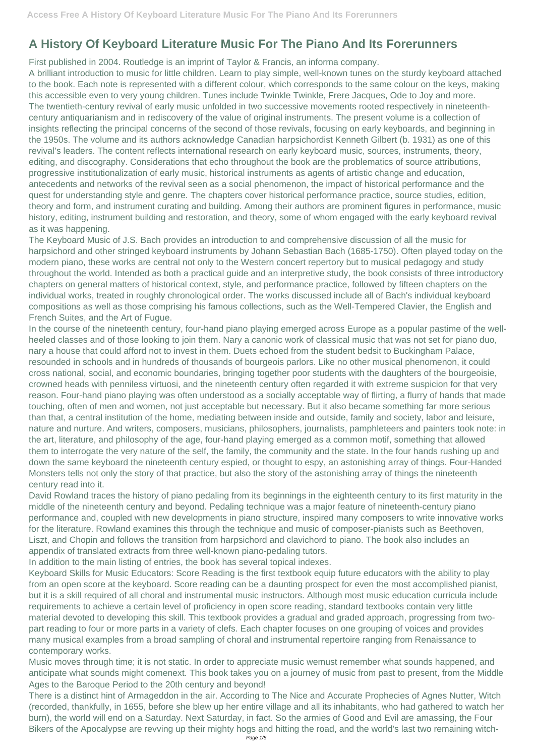# A History Of Keyboard Literature Music For The Piano And Its Forerunners

First published in 2004. Routledge is an imprint of Taylor & Francis, an informa company.

A brilliant introduction to music for little children. Learn to play simple, well-known tunes on the sturdy keyboard attached to the book. Each note is represented with a different colour, which corresponds to the same colour on the keys, making this accessible even to very young children. Tunes include Twinkle Twinkle, Frere Jacques, Ode to Joy and more.

The twentieth-century revival of early music unfolded in two successive movements rooted respectively in nineteenth-century antiquarianism and in rediscovery of the value of original instruments. The present volume is a collection of insights reflecting the principal concerns of the second of those revivals, focusing on early keyboards, and beginning in the 1950s. The volume and its authors acknowledge Canadian harpsichordist Kenneth Gilbert (b. 1931) as one of this revival's leaders. The content reflects international research on early keyboard music, sources, instruments, theory, editing, and discography. Considerations that echo throughout the book are the problematics of source attributions, progressive institutionalization of early music, historical instruments as agents of artistic change and education, antecedents and networks of the revival seen as a social phenomenon, the impact of historical performance and the quest for understanding style and genre. The chapters cover historical performance practice, source studies, edition, theory and form, and instrument curating and building. Among their authors are prominent figures in performance, music history, editing, instrument building and restoration, and theory, some of whom engaged with the early keyboard revival as it was happening.

The Keyboard Music of J.S. Bach provides an introduction to and comprehensive discussion of all the music for harpsichord and other stringed keyboard instruments by Johann Sebastian Bach (1685-1750). Often played today on the modern piano, these works are central not only to the Western concert repertory but to musical pedagogy and study throughout the world. Intended as both a practical guide and an interpretive study, the book consists of three introductory chapters on general matters of historical context, style, and performance practice, followed by fifteen chapters on the individual works, treated in roughly chronological order. The works discussed include all of Bach's individual keyboard compositions as well as those comprising his famous collections, such as the Well-Tempered Clavier, the English and French Suites, and the Art of Fugue.

In the course of the nineteenth century, four-hand piano playing emerged across Europe as a popular pastime of the well-heeled classes and of those looking to join them. Nary a canonic work of classical music that was not set for piano duo, nary a house that could afford not to invest in them. Duets echoed from the student bedsit to Buckingham Palace, resounded in schools and in hundreds of thousands of bourgeois parlors. Like no other musical phenomenon, it could cross national, social, and economic boundaries, bringing together poor students with the daughters of the bourgeoisie, crowned heads with penniless virtuosi, and the nineteenth century often regarded it with extreme suspicion for that very reason. Four-hand piano playing was often understood as a socially acceptable way of flirting, a flurry of hands that made touching, often of men and women, not just acceptable but necessary. But it also became something far more serious than that, a central institution of the home, mediating between inside and outside, family and society, labor and leisure, nature and nurture. And writers, composers, musicians, philosophers, journalists, pamphleteers and painters took note: in the art, literature, and philosophy of the age, four-hand playing emerged as a common motif, something that allowed them to interrogate the very nature of the self, the family, the community and the state. In the four hands rushing up and down the same keyboard the nineteenth century espied, or thought to espy, an astonishing array of things. Four-Handed Monsters tells not only the story of that practice, but also the story of the astonishing array of things the nineteenth century read into it.

David Rowland traces the history of piano pedaling from its beginnings in the eighteenth century to its first maturity in the middle of the nineteenth century and beyond. Pedaling technique was a major feature of nineteenth-century piano performance and, coupled with new developments in piano structure, inspired many composers to write innovative works for the literature. Rowland examines this through the technique and music of composer-pianists such as Beethoven, Liszt, and Chopin and follows the transition from harpsichord and clavichord to piano. The book also includes an appendix of translated extracts from three well-known piano-pedaling tutors.

In addition to the main listing of entries, the book has several topical indexes.

Keyboard Skills for Music Educators: Score Reading is the first textbook equip future educators with the ability to play from an open score at the keyboard. Score reading can be a daunting prospect for even the most accomplished pianist, but it is a skill required of all choral and instrumental music instructors. Although most music education curricula include requirements to achieve a certain level of proficiency in open score reading, standard textbooks contain very little material devoted to developing this skill. This textbook provides a gradual and graded approach, progressing from two-part reading to four or more parts in a variety of clefs. Each chapter focuses on one grouping of voices and provides many musical examples from a broad sampling of choral and instrumental repertoire ranging from Renaissance to contemporary works.

Music moves through time; it is not static. In order to appreciate music wemust remember what sounds happened, and anticipate what sounds might comenext. This book takes you on a journey of music from past to present, from the Middle Ages to the Baroque Period to the 20th century and beyond!

There is a distinct hint of Armageddon in the air. According to The Nice and Accurate Prophecies of Agnes Nutter, Witch (recorded, thankfully, in 1655, before she blew up her entire village and all its inhabitants, who had gathered to watch her burn), the world will end on a Saturday. Next Saturday, in fact. So the armies of Good and Evil are amassing, the Four Bikers of the Apocalypse are revving up their mighty hogs and hitting the road, and the world's last two remaining witch-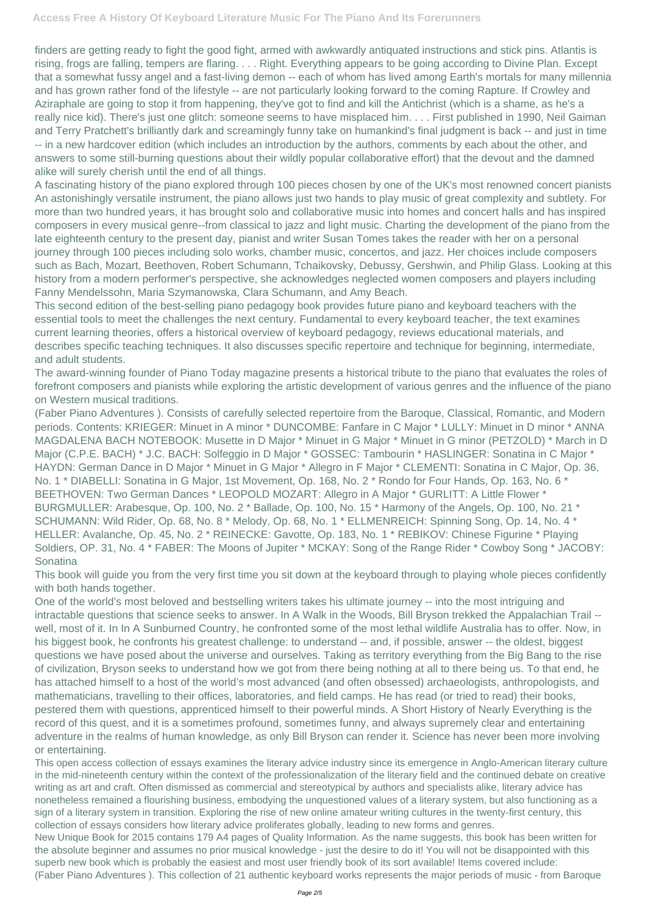finders are getting ready to fight the good fight, armed with awkwardly antiquated instructions and stick pins. Atlantis is rising, frogs are falling, tempers are flaring. . . . Right. Everything appears to be going according to Divine Plan. Except that a somewhat fussy angel and a fast-living demon -- each of whom has lived among Earth's mortals for many millennia and has grown rather fond of the lifestyle -- are not particularly looking forward to the coming Rapture. If Crowley and Aziraphale are going to stop it from happening, they've got to find and kill the Antichrist (which is a shame, as he's a really nice kid). There's just one glitch: someone seems to have misplaced him. . . . First published in 1990, Neil Gaiman and Terry Pratchett's brilliantly dark and screamingly funny take on humankind's final judgment is back -- and just in time -- in a new hardcover edition (which includes an introduction by the authors, comments by each about the other, and answers to some still-burning questions about their wildly popular collaborative effort) that the devout and the damned alike will surely cherish until the end of all things.

A fascinating history of the piano explored through 100 pieces chosen by one of the UK's most renowned concert pianists An astonishingly versatile instrument, the piano allows just two hands to play music of great complexity and subtlety. For more than two hundred years, it has brought solo and collaborative music into homes and concert halls and has inspired composers in every musical genre--from classical to jazz and light music. Charting the development of the piano from the late eighteenth century to the present day, pianist and writer Susan Tomes takes the reader with her on a personal journey through 100 pieces including solo works, chamber music, concertos, and jazz. Her choices include composers such as Bach, Mozart, Beethoven, Robert Schumann, Tchaikovsky, Debussy, Gershwin, and Philip Glass. Looking at this history from a modern performer's perspective, she acknowledges neglected women composers and players including Fanny Mendelssohn, Maria Szymanowska, Clara Schumann, and Amy Beach.

This second edition of the best-selling piano pedagogy book provides future piano and keyboard teachers with the essential tools to meet the challenges the next century. Fundamental to every keyboard teacher, the text examines current learning theories, offers a historical overview of keyboard pedagogy, reviews educational materials, and describes specific teaching techniques. It also discusses specific repertoire and technique for beginning, intermediate, and adult students.

The award-winning founder of Piano Today magazine presents a historical tribute to the piano that evaluates the roles of forefront composers and pianists while exploring the artistic development of various genres and the influence of the piano on Western musical traditions.

(Faber Piano Adventures ). Consists of carefully selected repertoire from the Baroque, Classical, Romantic, and Modern periods. Contents: KRIEGER: Minuet in A minor * DUNCOMBE: Fanfare in C Major * LULLY: Minuet in D minor * ANNA MAGDALENA BACH NOTEBOOK: Musette in D Major * Minuet in G Major * Minuet in G minor (PETZOLD) * March in D Major (C.P.E. BACH) * J.C. BACH: Solfeggio in D Major * GOSSEC: Tambourin * HASLINGER: Sonatina in C Major * HAYDN: German Dance in D Major * Minuet in G Major * Allegro in F Major * CLEMENTI: Sonatina in C Major, Op. 36, No. 1 * DIABELLI: Sonatina in G Major, 1st Movement, Op. 168, No. 2 * Rondo for Four Hands, Op. 163, No. 6 * BEETHOVEN: Two German Dances * LEOPOLD MOZART: Allegro in A Major * GURLITT: A Little Flower * BURGMULLER: Arabesque, Op. 100, No. 2 * Ballade, Op. 100, No. 15 * Harmony of the Angels, Op. 100, No. 21 * SCHUMANN: Wild Rider, Op. 68, No. 8 * Melody, Op. 68, No. 1 * ELLMENREICH: Spinning Song, Op. 14, No. 4 * HELLER: Avalanche, Op. 45, No. 2 * REINECKE: Gavotte, Op. 183, No. 1 * REBIKOV: Chinese Figurine * Playing Soldiers, OP. 31, No. 4 * FABER: The Moons of Jupiter * MCKAY: Song of the Range Rider * Cowboy Song * JACOBY: Sonatina

This book will guide you from the very first time you sit down at the keyboard through to playing whole pieces confidently with both hands together.

One of the world's most beloved and bestselling writers takes his ultimate journey -- into the most intriguing and intractable questions that science seeks to answer. In A Walk in the Woods, Bill Bryson trekked the Appalachian Trail -- well, most of it. In In A Sunburned Country, he confronted some of the most lethal wildlife Australia has to offer. Now, in his biggest book, he confronts his greatest challenge: to understand -- and, if possible, answer -- the oldest, biggest questions we have posed about the universe and ourselves. Taking as territory everything from the Big Bang to the rise of civilization, Bryson seeks to understand how we got from there being nothing at all to there being us. To that end, he has attached himself to a host of the world's most advanced (and often obsessed) archaeologists, anthropologists, and mathematicians, travelling to their offices, laboratories, and field camps. He has read (or tried to read) their books, pestered them with questions, apprenticed himself to their powerful minds. A Short History of Nearly Everything is the record of this quest, and it is a sometimes profound, sometimes funny, and always supremely clear and entertaining adventure in the realms of human knowledge, as only Bill Bryson can render it. Science has never been more involving or entertaining.

This open access collection of essays examines the literary advice industry since its emergence in Anglo-American literary culture in the mid-nineteenth century within the context of the professionalization of the literary field and the continued debate on creative writing as art and craft. Often dismissed as commercial and stereotypical by authors and specialists alike, literary advice has nonetheless remained a flourishing business, embodying the unquestioned values of a literary system, but also functioning as a sign of a literary system in transition. Exploring the rise of new online amateur writing cultures in the twenty-first century, this collection of essays considers how literary advice proliferates globally, leading to new forms and genres.

New Unique Book for 2015 contains 179 A4 pages of Quality Information. As the name suggests, this book has been written for the absolute beginner and assumes no prior musical knowledge - just the desire to do it! You will not be disappointed with this superb new book which is probably the easiest and most user friendly book of its sort available! Items covered include:

(Faber Piano Adventures ). This collection of 21 authentic keyboard works represents the major periods of music - from Baroque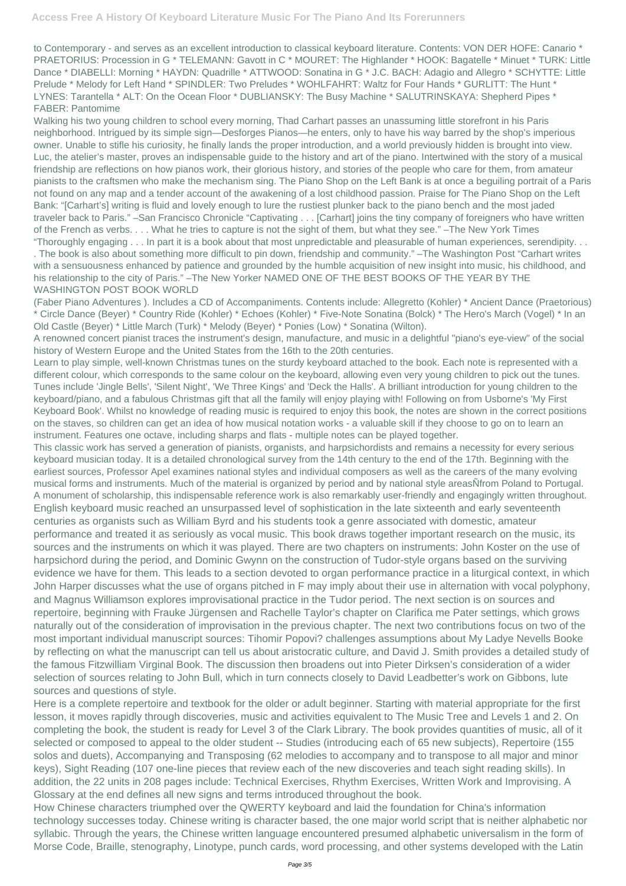to Contemporary - and serves as an excellent introduction to classical keyboard literature. Contents: VON DER HOFE: Canario * PRAETORIUS: Procession in G * TELEMANN: Gavott in C * MOURET: The Highlander * HOOK: Bagatelle * Minuet * TURK: Little Dance * DIABELLI: Morning * HAYDN: Quadrille * ATTWOOD: Sonatina in G * J.C. BACH: Adagio and Allegro * SCHYTTE: Little Prelude * Melody for Left Hand * SPINDLER: Two Preludes * WOHLFAHRT: Waltz for Four Hands * GURLITT: The Hunt * LYNES: Tarantella * ALT: On the Ocean Floor * DUBLIANSKY: The Busy Machine * SALUTRINSKAYA: Shepherd Pipes * FABER: Pantomime

Walking his two young children to school every morning, Thad Carhart passes an unassuming little storefront in his Paris neighborhood. Intrigued by its simple sign—Desforges Pianos—he enters, only to have his way barred by the shop's imperious owner. Unable to stifle his curiosity, he finally lands the proper introduction, and a world previously hidden is brought into view. Luc, the atelier's master, proves an indispensable guide to the history and art of the piano. Intertwined with the story of a musical friendship are reflections on how pianos work, their glorious history, and stories of the people who care for them, from amateur pianists to the craftsmen who make the mechanism sing. The Piano Shop on the Left Bank is at once a beguiling portrait of a Paris not found on any map and a tender account of the awakening of a lost childhood passion. Praise for The Piano Shop on the Left Bank: "[Carhart's] writing is fluid and lovely enough to lure the rustiest plunker back to the piano bench and the most jaded traveler back to Paris." –San Francisco Chronicle "Captivating . . . [Carhart] joins the tiny company of foreigners who have written of the French as verbs. . . . What he tries to capture is not the sight of them, but what they see." –The New York Times "Thoroughly engaging . . . In part it is a book about that most unpredictable and pleasurable of human experiences, serendipity. . . . The book is also about something more difficult to pin down, friendship and community." –The Washington Post "Carhart writes with a sensuousness enhanced by patience and grounded by the humble acquisition of new insight into music, his childhood, and his relationship to the city of Paris." –The New Yorker NAMED ONE OF THE BEST BOOKS OF THE YEAR BY THE WASHINGTON POST BOOK WORLD

(Faber Piano Adventures ). Includes a CD of Accompaniments. Contents include: Allegretto (Kohler) * Ancient Dance (Praetorious) * Circle Dance (Beyer) * Country Ride (Kohler) * Echoes (Kohler) * Five-Note Sonatina (Bolck) * The Hero's March (Vogel) * In an Old Castle (Beyer) * Little March (Turk) * Melody (Beyer) * Ponies (Low) * Sonatina (Wilton).

A renowned concert pianist traces the instrument's design, manufacture, and music in a delightful "piano's eye-view" of the social history of Western Europe and the United States from the 16th to the 20th centuries.

Learn to play simple, well-known Christmas tunes on the sturdy keyboard attached to the book. Each note is represented with a different colour, which corresponds to the same colour on the keyboard, allowing even very young children to pick out the tunes. Tunes include 'Jingle Bells', 'Silent Night', 'We Three Kings' and 'Deck the Halls'. A brilliant introduction for young children to the keyboard/piano, and a fabulous Christmas gift that all the family will enjoy playing with! Following on from Usborne's 'My First Keyboard Book'. Whilst no knowledge of reading music is required to enjoy this book, the notes are shown in the correct positions on the staves, so children can get an idea of how musical notation works - a valuable skill if they choose to go on to learn an instrument. Features one octave, including sharps and flats - multiple notes can be played together.

This classic work has served a generation of pianists, organists, and harpsichordists and remains a necessity for every serious keyboard musician today. It is a detailed chronological survey from the 14th century to the end of the 17th. Beginning with the earliest sources, Professor Apel examines national styles and individual composers as well as the careers of the many evolving musical forms and instruments. Much of the material is organized by period and by national style areasÑfrom Poland to Portugal. A monument of scholarship, this indispensable reference work is also remarkably user-friendly and engagingly written throughout.

English keyboard music reached an unsurpassed level of sophistication in the late sixteenth and early seventeenth centuries as organists such as William Byrd and his students took a genre associated with domestic, amateur performance and treated it as seriously as vocal music. This book draws together important research on the music, its sources and the instruments on which it was played. There are two chapters on instruments: John Koster on the use of harpsichord during the period, and Dominic Gwynn on the construction of Tudor-style organs based on the surviving evidence we have for them. This leads to a section devoted to organ performance practice in a liturgical context, in which John Harper discusses what the use of organs pitched in F may imply about their use in alternation with vocal polyphony, and Magnus Williamson explores improvisational practice in the Tudor period. The next section is on sources and repertoire, beginning with Frauke Jürgensen and Rachelle Taylor's chapter on Clarifica me Pater settings, which grows naturally out of the consideration of improvisation in the previous chapter. The next two contributions focus on two of the most important individual manuscript sources: Tihomir Popovi? challenges assumptions about My Ladye Nevells Booke by reflecting on what the manuscript can tell us about aristocratic culture, and David J. Smith provides a detailed study of the famous Fitzwilliam Virginal Book. The discussion then broadens out into Pieter Dirksen's consideration of a wider selection of sources relating to John Bull, which in turn connects closely to David Leadbetter's work on Gibbons, lute sources and questions of style.

Here is a complete repertoire and textbook for the older or adult beginner. Starting with material appropriate for the first lesson, it moves rapidly through discoveries, music and activities equivalent to The Music Tree and Levels 1 and 2. On completing the book, the student is ready for Level 3 of the Clark Library. The book provides quantities of music, all of it selected or composed to appeal to the older student -- Studies (introducing each of 65 new subjects), Repertoire (155 solos and duets), Accompanying and Transposing (62 melodies to accompany and to transpose to all major and minor keys), Sight Reading (107 one-line pieces that review each of the new discoveries and teach sight reading skills). In addition, the 22 units in 208 pages include: Technical Exercises, Rhythm Exercises, Written Work and Improvising. A Glossary at the end defines all new signs and terms introduced throughout the book.

How Chinese characters triumphed over the QWERTY keyboard and laid the foundation for China's information technology successes today. Chinese writing is character based, the one major world script that is neither alphabetic nor syllabic. Through the years, the Chinese written language encountered presumed alphabetic universalism in the form of Morse Code, Braille, stenography, Linotype, punch cards, word processing, and other systems developed with the Latin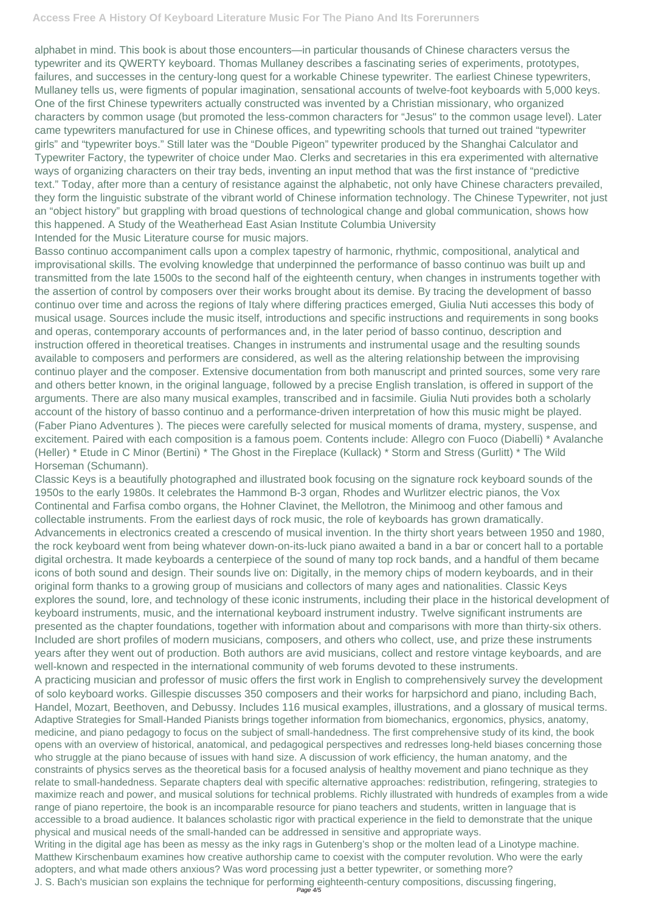alphabet in mind. This book is about those encounters—in particular thousands of Chinese characters versus the typewriter and its QWERTY keyboard. Thomas Mullaney describes a fascinating series of experiments, prototypes, failures, and successes in the century-long quest for a workable Chinese typewriter. The earliest Chinese typewriters, Mullaney tells us, were figments of popular imagination, sensational accounts of twelve-foot keyboards with 5,000 keys. One of the first Chinese typewriters actually constructed was invented by a Christian missionary, who organized characters by common usage (but promoted the less-common characters for "Jesus" to the common usage level). Later came typewriters manufactured for use in Chinese offices, and typewriting schools that turned out trained "typewriter girls" and "typewriter boys." Still later was the "Double Pigeon" typewriter produced by the Shanghai Calculator and Typewriter Factory, the typewriter of choice under Mao. Clerks and secretaries in this era experimented with alternative ways of organizing characters on their tray beds, inventing an input method that was the first instance of "predictive text." Today, after more than a century of resistance against the alphabetic, not only have Chinese characters prevailed, they form the linguistic substrate of the vibrant world of Chinese information technology. The Chinese Typewriter, not just an "object history" but grappling with broad questions of technological change and global communication, shows how this happened. A Study of the Weatherhead East Asian Institute Columbia University

Intended for the Music Literature course for music majors.

Basso continuo accompaniment calls upon a complex tapestry of harmonic, rhythmic, compositional, analytical and improvisational skills. The evolving knowledge that underpinned the performance of basso continuo was built up and transmitted from the late 1500s to the second half of the eighteenth century, when changes in instruments together with the assertion of control by composers over their works brought about its demise. By tracing the development of basso continuo over time and across the regions of Italy where differing practices emerged, Giulia Nuti accesses this body of musical usage. Sources include the music itself, introductions and specific instructions and requirements in song books and operas, contemporary accounts of performances and, in the later period of basso continuo, description and instruction offered in theoretical treatises. Changes in instruments and instrumental usage and the resulting sounds available to composers and performers are considered, as well as the altering relationship between the improvising continuo player and the composer. Extensive documentation from both manuscript and printed sources, some very rare and others better known, in the original language, followed by a precise English translation, is offered in support of the arguments. There are also many musical examples, transcribed and in facsimile. Giulia Nuti provides both a scholarly account of the history of basso continuo and a performance-driven interpretation of how this music might be played.

(Faber Piano Adventures ). The pieces were carefully selected for musical moments of drama, mystery, suspense, and excitement. Paired with each composition is a famous poem. Contents include: Allegro con Fuoco (Diabelli) * Avalanche (Heller) * Etude in C Minor (Bertini) * The Ghost in the Fireplace (Kullack) * Storm and Stress (Gurlitt) * The Wild Horseman (Schumann).

Classic Keys is a beautifully photographed and illustrated book focusing on the signature rock keyboard sounds of the 1950s to the early 1980s. It celebrates the Hammond B-3 organ, Rhodes and Wurlitzer electric pianos, the Vox Continental and Farfisa combo organs, the Hohner Clavinet, the Mellotron, the Minimoog and other famous and collectable instruments. From the earliest days of rock music, the role of keyboards has grown dramatically. Advancements in electronics created a crescendo of musical invention. In the thirty short years between 1950 and 1980, the rock keyboard went from being whatever down-on-its-luck piano awaited a band in a bar or concert hall to a portable digital orchestra. It made keyboards a centerpiece of the sound of many top rock bands, and a handful of them became icons of both sound and design. Their sounds live on: Digitally, in the memory chips of modern keyboards, and in their original form thanks to a growing group of musicians and collectors of many ages and nationalities. Classic Keys explores the sound, lore, and technology of these iconic instruments, including their place in the historical development of keyboard instruments, music, and the international keyboard instrument industry. Twelve significant instruments are presented as the chapter foundations, together with information about and comparisons with more than thirty-six others. Included are short profiles of modern musicians, composers, and others who collect, use, and prize these instruments years after they went out of production. Both authors are avid musicians, collect and restore vintage keyboards, and are well-known and respected in the international community of web forums devoted to these instruments.

A practicing musician and professor of music offers the first work in English to comprehensively survey the development of solo keyboard works. Gillespie discusses 350 composers and their works for harpsichord and piano, including Bach, Handel, Mozart, Beethoven, and Debussy. Includes 116 musical examples, illustrations, and a glossary of musical terms.

Adaptive Strategies for Small-Handed Pianists brings together information from biomechanics, ergonomics, physics, anatomy, medicine, and piano pedagogy to focus on the subject of small-handedness. The first comprehensive study of its kind, the book opens with an overview of historical, anatomical, and pedagogical perspectives and redresses long-held biases concerning those who struggle at the piano because of issues with hand size. A discussion of work efficiency, the human anatomy, and the constraints of physics serves as the theoretical basis for a focused analysis of healthy movement and piano technique as they relate to small-handedness. Separate chapters deal with specific alternative approaches: redistribution, refingering, strategies to maximize reach and power, and musical solutions for technical problems. Richly illustrated with hundreds of examples from a wide range of piano repertoire, the book is an incomparable resource for piano teachers and students, written in language that is accessible to a broad audience. It balances scholastic rigor with practical experience in the field to demonstrate that the unique physical and musical needs of the small-handed can be addressed in sensitive and appropriate ways.

Writing in the digital age has been as messy as the inky rags in Gutenberg's shop or the molten lead of a Linotype machine. Matthew Kirschenbaum examines how creative authorship came to coexist with the computer revolution. Who were the early adopters, and what made others anxious? Was word processing just a better typewriter, or something more?

J. S. Bach's musician son explains the technique for performing eighteenth-century compositions, discussing fingering,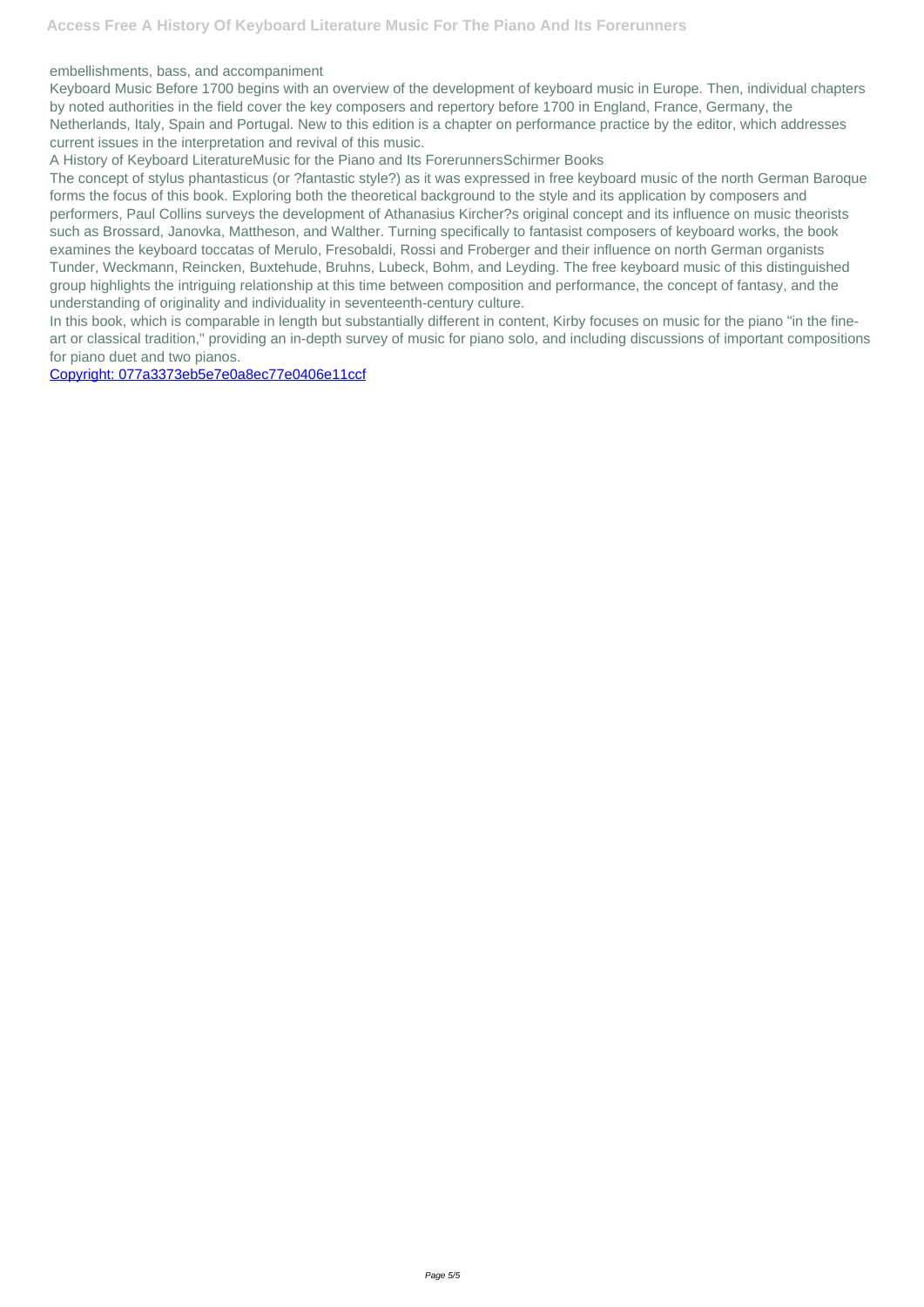embellishments, bass, and accompaniment

Keyboard Music Before 1700 begins with an overview of the development of keyboard music in Europe. Then, individual chapters by noted authorities in the field cover the key composers and repertory before 1700 in England, France, Germany, the Netherlands, Italy, Spain and Portugal. New to this edition is a chapter on performance practice by the editor, which addresses current issues in the interpretation and revival of this music.

A History of Keyboard LiteratureMusic for the Piano and Its ForerunnersSchirmer Books

The concept of stylus phantasticus (or ?fantastic style?) as it was expressed in free keyboard music of the north German Baroque forms the focus of this book. Exploring both the theoretical background to the style and its application by composers and performers, Paul Collins surveys the development of Athanasius Kircher?s original concept and its influence on music theorists such as Brossard, Janovka, Mattheson, and Walther. Turning specifically to fantasist composers of keyboard works, the book examines the keyboard toccatas of Merulo, Fresobaldi, Rossi and Froberger and their influence on north German organists Tunder, Weckmann, Reincken, Buxtehude, Bruhns, Lubeck, Bohm, and Leyding. The free keyboard music of this distinguished group highlights the intriguing relationship at this time between composition and performance, the concept of fantasy, and the understanding of originality and individuality in seventeenth-century culture.

In this book, which is comparable in length but substantially different in content, Kirby focuses on music for the piano "in the fine-art or classical tradition," providing an in-depth survey of music for piano solo, and including discussions of important compositions for piano duet and two pianos.

Copyright: 077a3373eb5e7e0a8ec77e0406e11ccf